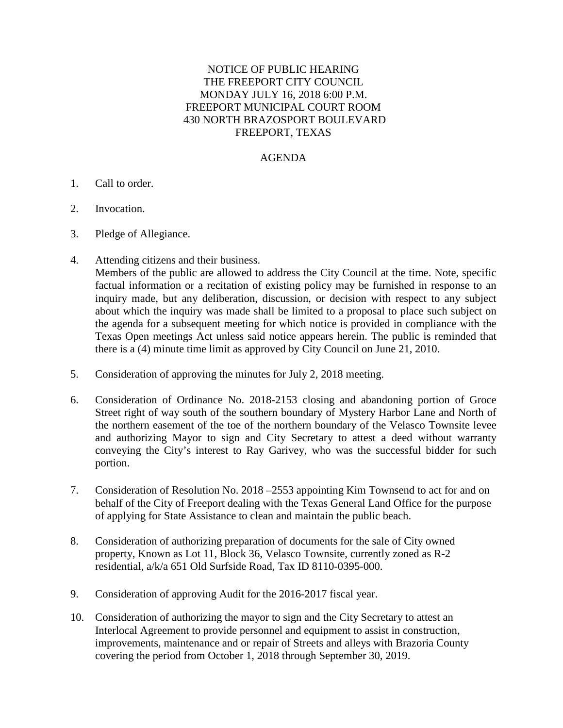NOTICE OF PUBLIC HEARING
THE FREEPORT CITY COUNCIL
MONDAY JULY 16, 2018 6:00 P.M.
FREEPORT MUNICIPAL COURT ROOM
430 NORTH BRAZOSPORT BOULEVARD
FREEPORT, TEXAS

AGENDA

1. Call to order.

2. Invocation.

3. Pledge of Allegiance.

4. Attending citizens and their business.
   Members of the public are allowed to address the City Council at the time. Note, specific factual information or a recitation of existing policy may be furnished in response to an inquiry made, but any deliberation, discussion, or decision with respect to any subject about which the inquiry was made shall be limited to a proposal to place such subject on the agenda for a subsequent meeting for which notice is provided in compliance with the Texas Open meetings Act unless said notice appears herein. The public is reminded that there is a (4) minute time limit as approved by City Council on June 21, 2010.

5. Consideration of approving the minutes for July 2, 2018 meeting.

6. Consideration of Ordinance No. 2018-2153 closing and abandoning portion of Groce Street right of way south of the southern boundary of Mystery Harbor Lane and North of the northern easement of the toe of the northern boundary of the Velasco Townsite levee and authorizing Mayor to sign and City Secretary to attest a deed without warranty conveying the City's interest to Ray Garivey, who was the successful bidder for such portion.

7. Consideration of Resolution No. 2018 –2553 appointing Kim Townsend to act for and on behalf of the City of Freeport dealing with the Texas General Land Office for the purpose of applying for State Assistance to clean and maintain the public beach.

8. Consideration of authorizing preparation of documents for the sale of City owned property, Known as Lot 11, Block 36, Velasco Townsite, currently zoned as R-2 residential, a/k/a 651 Old Surfside Road, Tax ID 8110-0395-000.

9. Consideration of approving Audit for the 2016-2017 fiscal year.

10. Consideration of authorizing the mayor to sign and the City Secretary to attest an Interlocal Agreement to provide personnel and equipment to assist in construction, improvements, maintenance and or repair of Streets and alleys with Brazoria County covering the period from October 1, 2018 through September 30, 2019.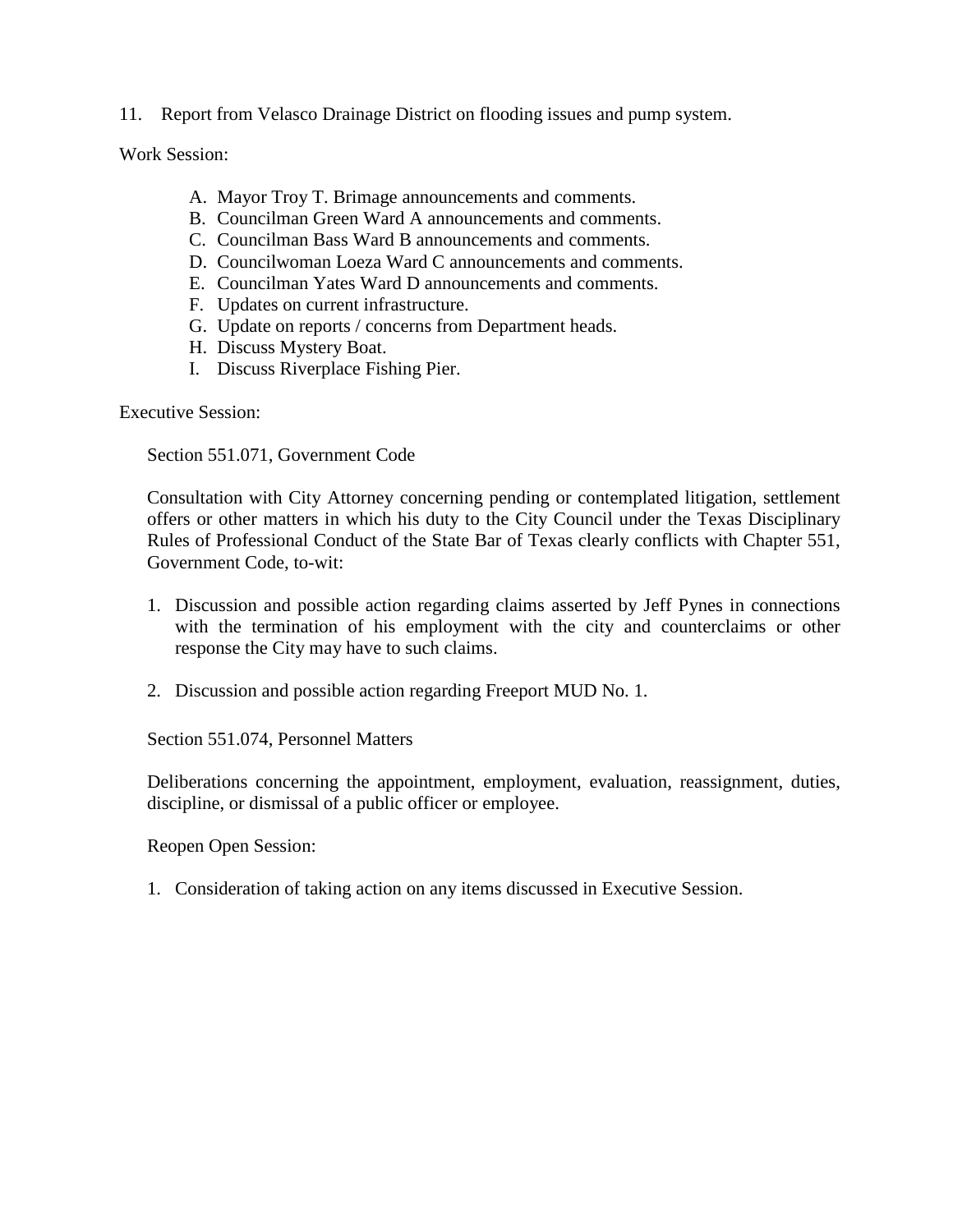11. Report from Velasco Drainage District on flooding issues and pump system.

Work Session:

A. Mayor Troy T. Brimage announcements and comments.
B. Councilman Green Ward A announcements and comments.
C. Councilman Bass Ward B announcements and comments.
D. Councilwoman Loeza Ward C announcements and comments.
E. Councilman Yates Ward D announcements and comments.
F. Updates on current infrastructure.
G. Update on reports / concerns from Department heads.
H. Discuss Mystery Boat.
I. Discuss Riverplace Fishing Pier.

Executive Session:

Section 551.071, Government Code

Consultation with City Attorney concerning pending or contemplated litigation, settlement offers or other matters in which his duty to the City Council under the Texas Disciplinary Rules of Professional Conduct of the State Bar of Texas clearly conflicts with Chapter 551, Government Code, to-wit:

1. Discussion and possible action regarding claims asserted by Jeff Pynes in connections with the termination of his employment with the city and counterclaims or other response the City may have to such claims.

2. Discussion and possible action regarding Freeport MUD No. 1.

Section 551.074, Personnel Matters

Deliberations concerning the appointment, employment, evaluation, reassignment, duties, discipline, or dismissal of a public officer or employee.

Reopen Open Session:

1. Consideration of taking action on any items discussed in Executive Session.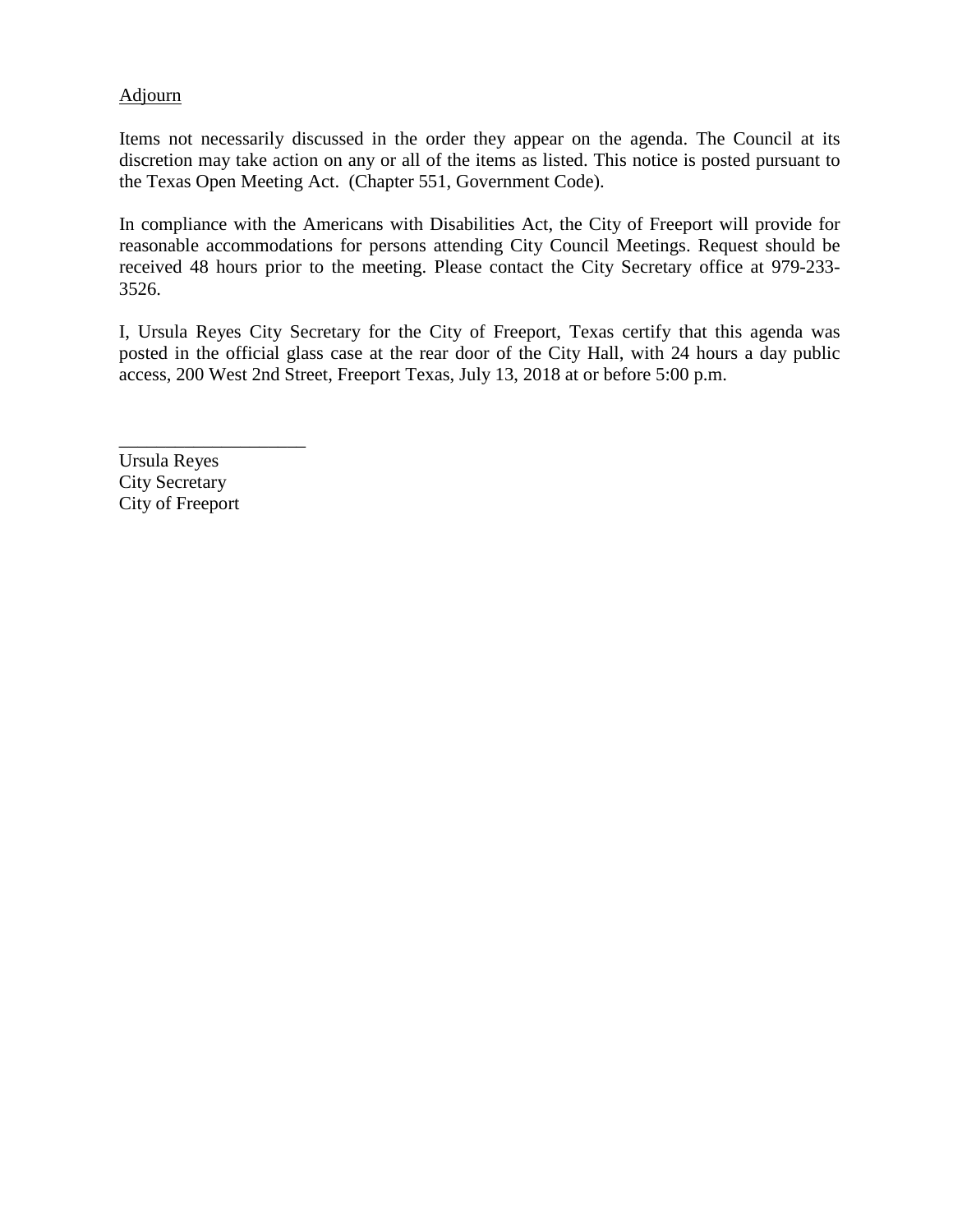Adjourn

Items not necessarily discussed in the order they appear on the agenda. The Council at its discretion may take action on any or all of the items as listed. This notice is posted pursuant to the Texas Open Meeting Act. (Chapter 551, Government Code).

In compliance with the Americans with Disabilities Act, the City of Freeport will provide for reasonable accommodations for persons attending City Council Meetings. Request should be received 48 hours prior to the meeting. Please contact the City Secretary office at 979-233-3526.

I, Ursula Reyes City Secretary for the City of Freeport, Texas certify that this agenda was posted in the official glass case at the rear door of the City Hall, with 24 hours a day public access, 200 West 2nd Street, Freeport Texas, July 13, 2018 at or before 5:00 p.m.

____________________

Ursula Reyes
City Secretary
City of Freeport